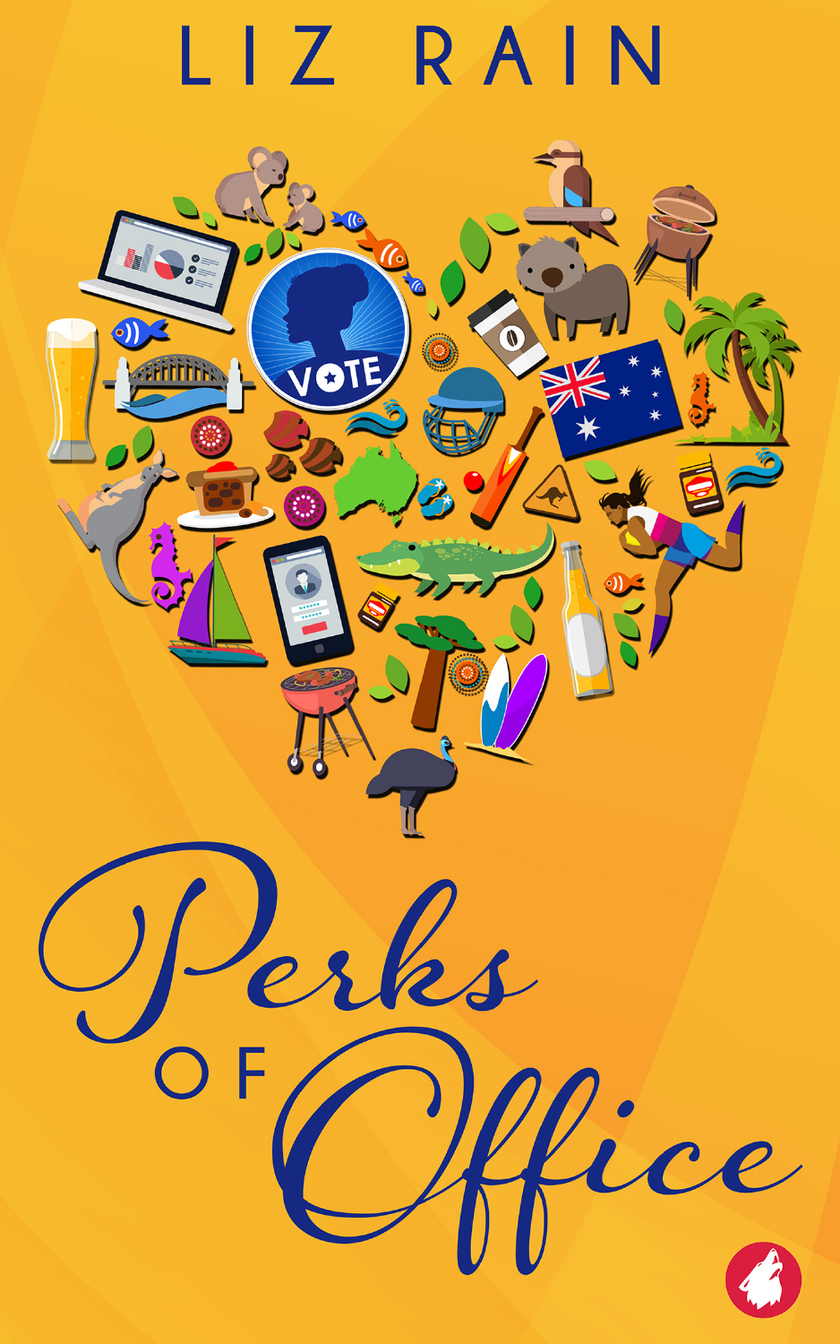LIZ RAIN

# Perks of Office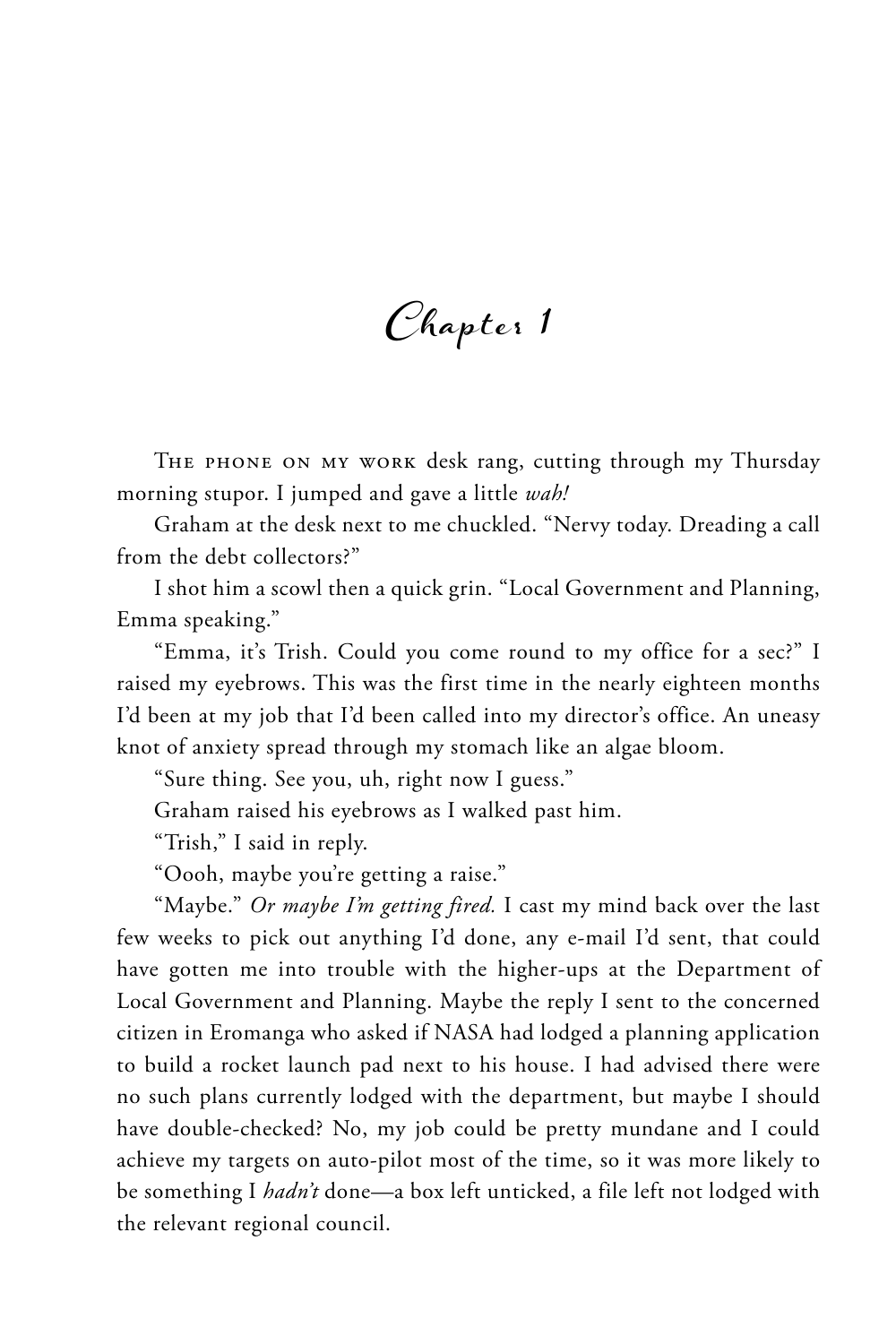# Chapter 1

The phone on my work desk rang, cutting through my Thursday morning stupor. I jumped and gave a little *wah!*

Graham at the desk next to me chuckled. "Nervy today. Dreading a call from the debt collectors?"

I shot him a scowl then a quick grin. "Local Government and Planning, Emma speaking."

"Emma, it's Trish. Could you come round to my office for a sec?" I raised my eyebrows. This was the first time in the nearly eighteen months I'd been at my job that I'd been called into my director's office. An uneasy knot of anxiety spread through my stomach like an algae bloom.

"Sure thing. See you, uh, right now I guess."

Graham raised his eyebrows as I walked past him.

"Trish," I said in reply.

"Oooh, maybe you're getting a raise."

"Maybe." *Or maybe I'm getting fired.* I cast my mind back over the last few weeks to pick out anything I'd done, any e-mail I'd sent, that could have gotten me into trouble with the higher-ups at the Department of Local Government and Planning. Maybe the reply I sent to the concerned citizen in Eromanga who asked if NASA had lodged a planning application to build a rocket launch pad next to his house. I had advised there were no such plans currently lodged with the department, but maybe I should have double-checked? No, my job could be pretty mundane and I could achieve my targets on auto-pilot most of the time, so it was more likely to be something I *hadn't* done—a box left unticked, a file left not lodged with the relevant regional council.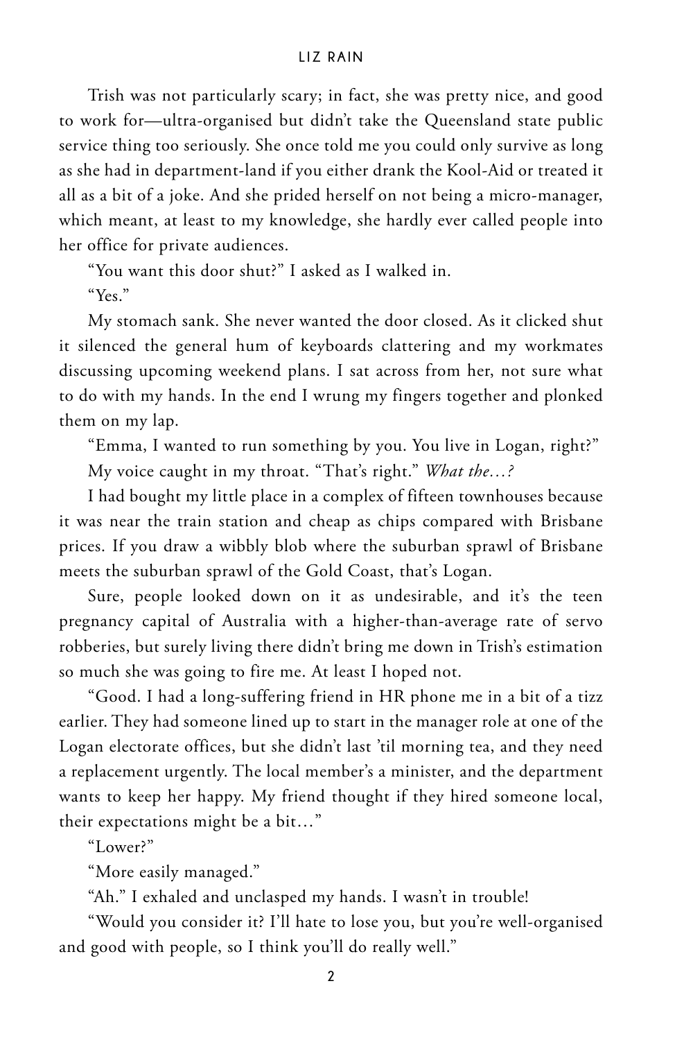Trish was not particularly scary; in fact, she was pretty nice, and good to work for—ultra-organised but didn't take the Queensland state public service thing too seriously. She once told me you could only survive as long as she had in department-land if you either drank the Kool-Aid or treated it all as a bit of a joke. And she prided herself on not being a micro-manager, which meant, at least to my knowledge, she hardly ever called people into her office for private audiences.

"You want this door shut?" I asked as I walked in.

"Yes."

My stomach sank. She never wanted the door closed. As it clicked shut it silenced the general hum of keyboards clattering and my workmates discussing upcoming weekend plans. I sat across from her, not sure what to do with my hands. In the end I wrung my fingers together and plonked them on my lap.

"Emma, I wanted to run something by you. You live in Logan, right?"

My voice caught in my throat. "That's right." *What the…?*

I had bought my little place in a complex of fifteen townhouses because it was near the train station and cheap as chips compared with Brisbane prices. If you draw a wibbly blob where the suburban sprawl of Brisbane meets the suburban sprawl of the Gold Coast, that's Logan.

Sure, people looked down on it as undesirable, and it's the teen pregnancy capital of Australia with a higher-than-average rate of servo robberies, but surely living there didn't bring me down in Trish's estimation so much she was going to fire me. At least I hoped not.

"Good. I had a long-suffering friend in HR phone me in a bit of a tizz earlier. They had someone lined up to start in the manager role at one of the Logan electorate offices, but she didn't last 'til morning tea, and they need a replacement urgently. The local member's a minister, and the department wants to keep her happy. My friend thought if they hired someone local, their expectations might be a bit…"

"Lower?"

"More easily managed."

"Ah." I exhaled and unclasped my hands. I wasn't in trouble!

"Would you consider it? I'll hate to lose you, but you're well-organised and good with people, so I think you'll do really well."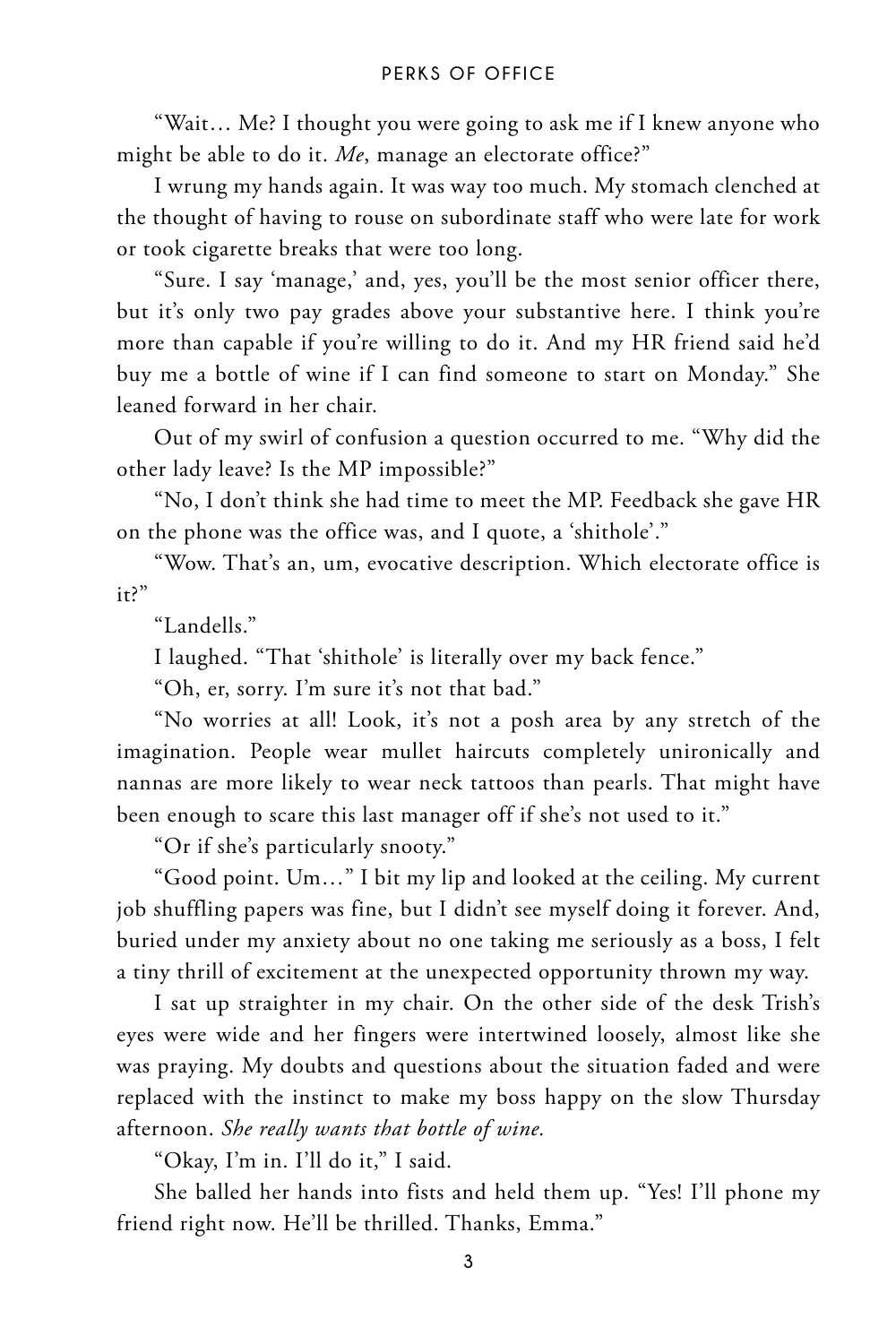"Wait… Me? I thought you were going to ask me if I knew anyone who might be able to do it. *Me*, manage an electorate office?"

I wrung my hands again. It was way too much. My stomach clenched at the thought of having to rouse on subordinate staff who were late for work or took cigarette breaks that were too long.

"Sure. I say 'manage,' and, yes, you'll be the most senior officer there, but it's only two pay grades above your substantive here. I think you're more than capable if you're willing to do it. And my HR friend said he'd buy me a bottle of wine if I can find someone to start on Monday." She leaned forward in her chair.

Out of my swirl of confusion a question occurred to me. "Why did the other lady leave? Is the MP impossible?"

"No, I don't think she had time to meet the MP. Feedback she gave HR on the phone was the office was, and I quote, a 'shithole'."

"Wow. That's an, um, evocative description. Which electorate office is it?"

"Landells."

I laughed. "That 'shithole' is literally over my back fence."

"Oh, er, sorry. I'm sure it's not that bad."

"No worries at all! Look, it's not a posh area by any stretch of the imagination. People wear mullet haircuts completely unironically and nannas are more likely to wear neck tattoos than pearls. That might have been enough to scare this last manager off if she's not used to it."

"Or if she's particularly snooty."

"Good point. Um…" I bit my lip and looked at the ceiling. My current job shuffling papers was fine, but I didn't see myself doing it forever. And, buried under my anxiety about no one taking me seriously as a boss, I felt a tiny thrill of excitement at the unexpected opportunity thrown my way.

I sat up straighter in my chair. On the other side of the desk Trish's eyes were wide and her fingers were intertwined loosely, almost like she was praying. My doubts and questions about the situation faded and were replaced with the instinct to make my boss happy on the slow Thursday afternoon. *She really wants that bottle of wine.*

"Okay, I'm in. I'll do it," I said.

She balled her hands into fists and held them up. "Yes! I'll phone my friend right now. He'll be thrilled. Thanks, Emma."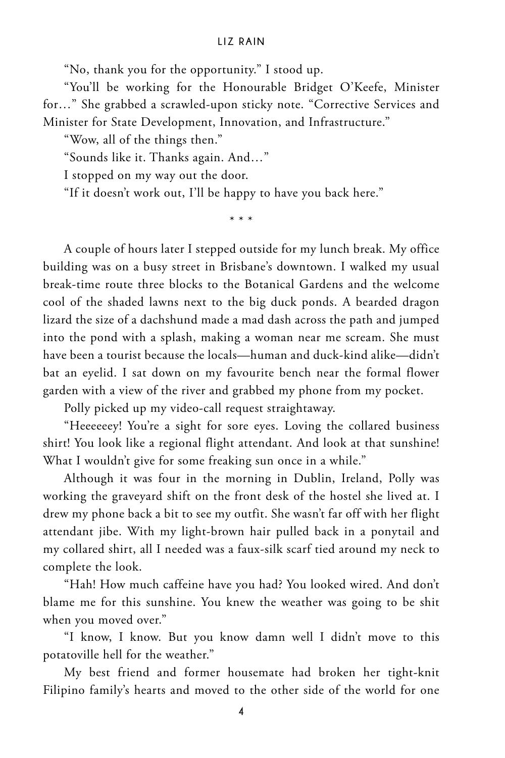"No, thank you for the opportunity." I stood up.

"You'll be working for the Honourable Bridget O'Keefe, Minister for…" She grabbed a scrawled-upon sticky note. "Corrective Services and Minister for State Development, Innovation, and Infrastructure."

"Wow, all of the things then."

"Sounds like it. Thanks again. And…"

I stopped on my way out the door.

"If it doesn't work out, I'll be happy to have you back here."

\* \* \*

A couple of hours later I stepped outside for my lunch break. My office building was on a busy street in Brisbane's downtown. I walked my usual break-time route three blocks to the Botanical Gardens and the welcome cool of the shaded lawns next to the big duck ponds. A bearded dragon lizard the size of a dachshund made a mad dash across the path and jumped into the pond with a splash, making a woman near me scream. She must have been a tourist because the locals—human and duck-kind alike—didn't bat an eyelid. I sat down on my favourite bench near the formal flower garden with a view of the river and grabbed my phone from my pocket.

Polly picked up my video-call request straightaway.

"Heeeeeey! You're a sight for sore eyes. Loving the collared business shirt! You look like a regional flight attendant. And look at that sunshine! What I wouldn't give for some freaking sun once in a while."

Although it was four in the morning in Dublin, Ireland, Polly was working the graveyard shift on the front desk of the hostel she lived at. I drew my phone back a bit to see my outfit. She wasn't far off with her flight attendant jibe. With my light-brown hair pulled back in a ponytail and my collared shirt, all I needed was a faux-silk scarf tied around my neck to complete the look.

"Hah! How much caffeine have you had? You looked wired. And don't blame me for this sunshine. You knew the weather was going to be shit when you moved over."

"I know, I know. But you know damn well I didn't move to this potatoville hell for the weather."

My best friend and former housemate had broken her tight-knit Filipino family's hearts and moved to the other side of the world for one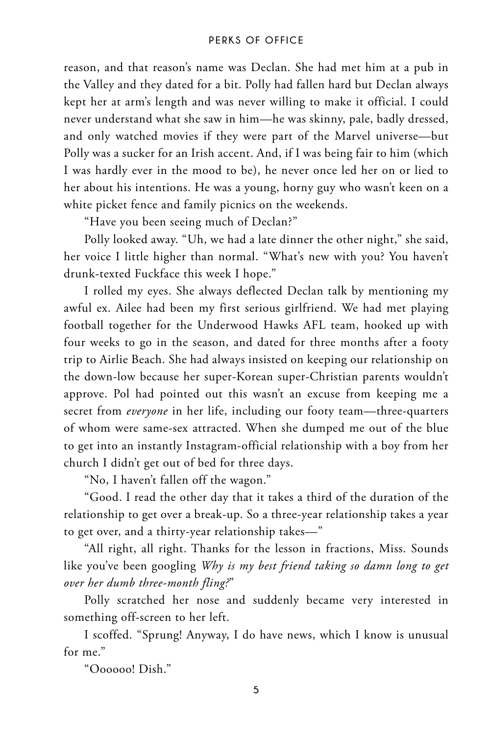reason, and that reason's name was Declan. She had met him at a pub in the Valley and they dated for a bit. Polly had fallen hard but Declan always kept her at arm's length and was never willing to make it official. I could never understand what she saw in him—he was skinny, pale, badly dressed, and only watched movies if they were part of the Marvel universe—but Polly was a sucker for an Irish accent. And, if I was being fair to him (which I was hardly ever in the mood to be), he never once led her on or lied to her about his intentions. He was a young, horny guy who wasn't keen on a white picket fence and family picnics on the weekends.

"Have you been seeing much of Declan?"

Polly looked away. "Uh, we had a late dinner the other night," she said, her voice I little higher than normal. "What's new with you? You haven't drunk-texted Fuckface this week I hope."

I rolled my eyes. She always deflected Declan talk by mentioning my awful ex. Ailee had been my first serious girlfriend. We had met playing football together for the Underwood Hawks AFL team, hooked up with four weeks to go in the season, and dated for three months after a footy trip to Airlie Beach. She had always insisted on keeping our relationship on the down-low because her super-Korean super-Christian parents wouldn't approve. Pol had pointed out this wasn't an excuse from keeping me a secret from *everyone* in her life, including our footy team—three-quarters of whom were same-sex attracted. When she dumped me out of the blue to get into an instantly Instagram-official relationship with a boy from her church I didn't get out of bed for three days.

"No, I haven't fallen off the wagon."

"Good. I read the other day that it takes a third of the duration of the relationship to get over a break-up. So a three-year relationship takes a year to get over, and a thirty-year relationship takes—"

"All right, all right. Thanks for the lesson in fractions, Miss. Sounds like you've been googling *Why is my best friend taking so damn long to get over her dumb three-month fling?*"

Polly scratched her nose and suddenly became very interested in something off-screen to her left.

I scoffed. "Sprung! Anyway, I do have news, which I know is unusual for me."

"Oooooo! Dish."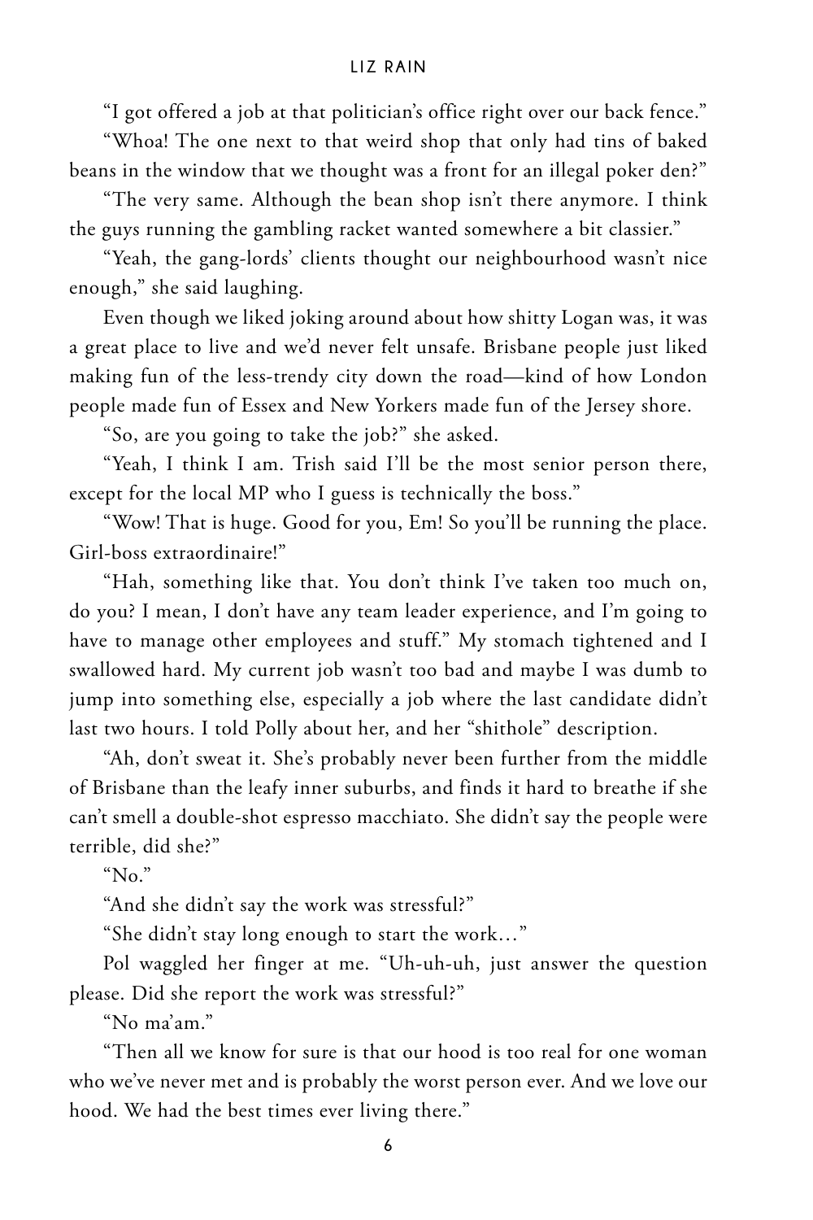"I got offered a job at that politician's office right over our back fence."

"Whoa! The one next to that weird shop that only had tins of baked beans in the window that we thought was a front for an illegal poker den?"

"The very same. Although the bean shop isn't there anymore. I think the guys running the gambling racket wanted somewhere a bit classier."

"Yeah, the gang-lords' clients thought our neighbourhood wasn't nice enough," she said laughing.

Even though we liked joking around about how shitty Logan was, it was a great place to live and we'd never felt unsafe. Brisbane people just liked making fun of the less-trendy city down the road—kind of how London people made fun of Essex and New Yorkers made fun of the Jersey shore.

"So, are you going to take the job?" she asked.

"Yeah, I think I am. Trish said I'll be the most senior person there, except for the local MP who I guess is technically the boss."

"Wow! That is huge. Good for you, Em! So you'll be running the place. Girl-boss extraordinaire!"

"Hah, something like that. You don't think I've taken too much on, do you? I mean, I don't have any team leader experience, and I'm going to have to manage other employees and stuff." My stomach tightened and I swallowed hard. My current job wasn't too bad and maybe I was dumb to jump into something else, especially a job where the last candidate didn't last two hours. I told Polly about her, and her "shithole" description.

"Ah, don't sweat it. She's probably never been further from the middle of Brisbane than the leafy inner suburbs, and finds it hard to breathe if she can't smell a double-shot espresso macchiato. She didn't say the people were terrible, did she?"

"No."

"And she didn't say the work was stressful?"

"She didn't stay long enough to start the work…"

Pol waggled her finger at me. "Uh-uh-uh, just answer the question please. Did she report the work was stressful?"

"No ma'am."

"Then all we know for sure is that our hood is too real for one woman who we've never met and is probably the worst person ever. And we love our hood. We had the best times ever living there."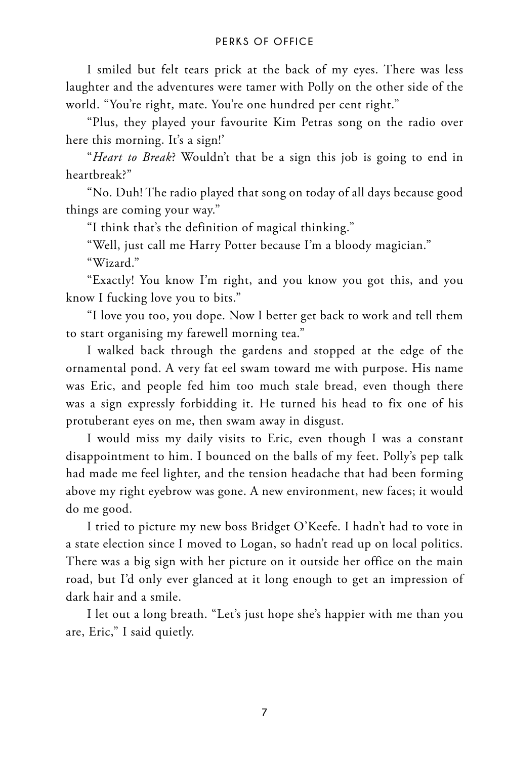I smiled but felt tears prick at the back of my eyes. There was less laughter and the adventures were tamer with Polly on the other side of the world. "You're right, mate. You're one hundred per cent right."

"Plus, they played your favourite Kim Petras song on the radio over here this morning. It's a sign!'

"*Heart to Break*? Wouldn't that be a sign this job is going to end in heartbreak?"

"No. Duh! The radio played that song on today of all days because good things are coming your way."

"I think that's the definition of magical thinking."

"Well, just call me Harry Potter because I'm a bloody magician."

"Wizard."

"Exactly! You know I'm right, and you know you got this, and you know I fucking love you to bits."

"I love you too, you dope. Now I better get back to work and tell them to start organising my farewell morning tea."

I walked back through the gardens and stopped at the edge of the ornamental pond. A very fat eel swam toward me with purpose. His name was Eric, and people fed him too much stale bread, even though there was a sign expressly forbidding it. He turned his head to fix one of his protuberant eyes on me, then swam away in disgust.

I would miss my daily visits to Eric, even though I was a constant disappointment to him. I bounced on the balls of my feet. Polly's pep talk had made me feel lighter, and the tension headache that had been forming above my right eyebrow was gone. A new environment, new faces; it would do me good.

I tried to picture my new boss Bridget O'Keefe. I hadn't had to vote in a state election since I moved to Logan, so hadn't read up on local politics. There was a big sign with her picture on it outside her office on the main road, but I'd only ever glanced at it long enough to get an impression of dark hair and a smile.

I let out a long breath. "Let's just hope she's happier with me than you are, Eric," I said quietly.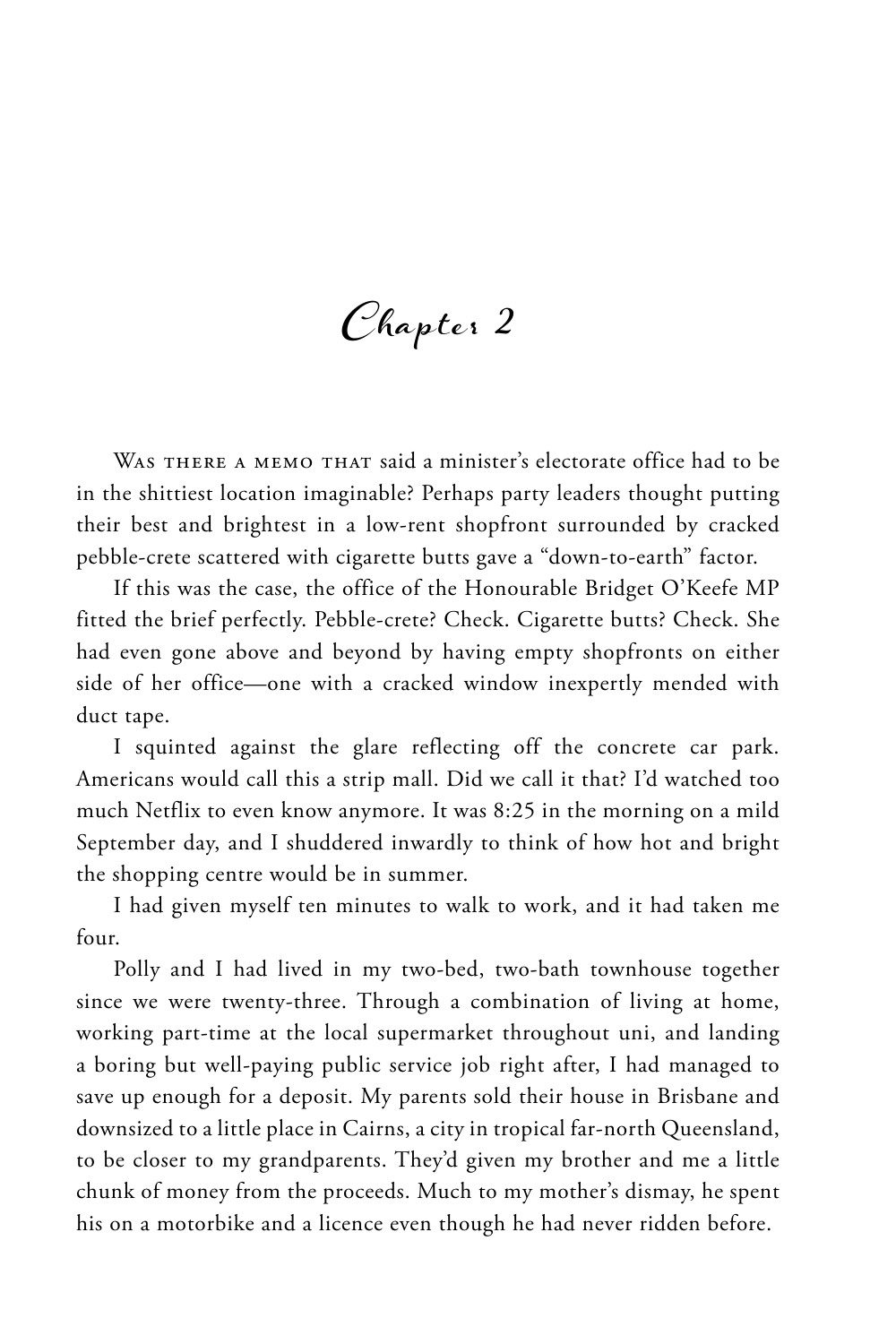# Chapter 2

Was there a memo that said a minister's electorate office had to be in the shittiest location imaginable? Perhaps party leaders thought putting their best and brightest in a low-rent shopfront surrounded by cracked pebble-crete scattered with cigarette butts gave a "down-to-earth" factor.

If this was the case, the office of the Honourable Bridget O'Keefe MP fitted the brief perfectly. Pebble-crete? Check. Cigarette butts? Check. She had even gone above and beyond by having empty shopfronts on either side of her office—one with a cracked window inexpertly mended with duct tape.

I squinted against the glare reflecting off the concrete car park. Americans would call this a strip mall. Did we call it that? I'd watched too much Netflix to even know anymore. It was 8:25 in the morning on a mild September day, and I shuddered inwardly to think of how hot and bright the shopping centre would be in summer.

I had given myself ten minutes to walk to work, and it had taken me four.

Polly and I had lived in my two-bed, two-bath townhouse together since we were twenty-three. Through a combination of living at home, working part-time at the local supermarket throughout uni, and landing a boring but well-paying public service job right after, I had managed to save up enough for a deposit. My parents sold their house in Brisbane and downsized to a little place in Cairns, a city in tropical far-north Queensland, to be closer to my grandparents. They'd given my brother and me a little chunk of money from the proceeds. Much to my mother's dismay, he spent his on a motorbike and a licence even though he had never ridden before.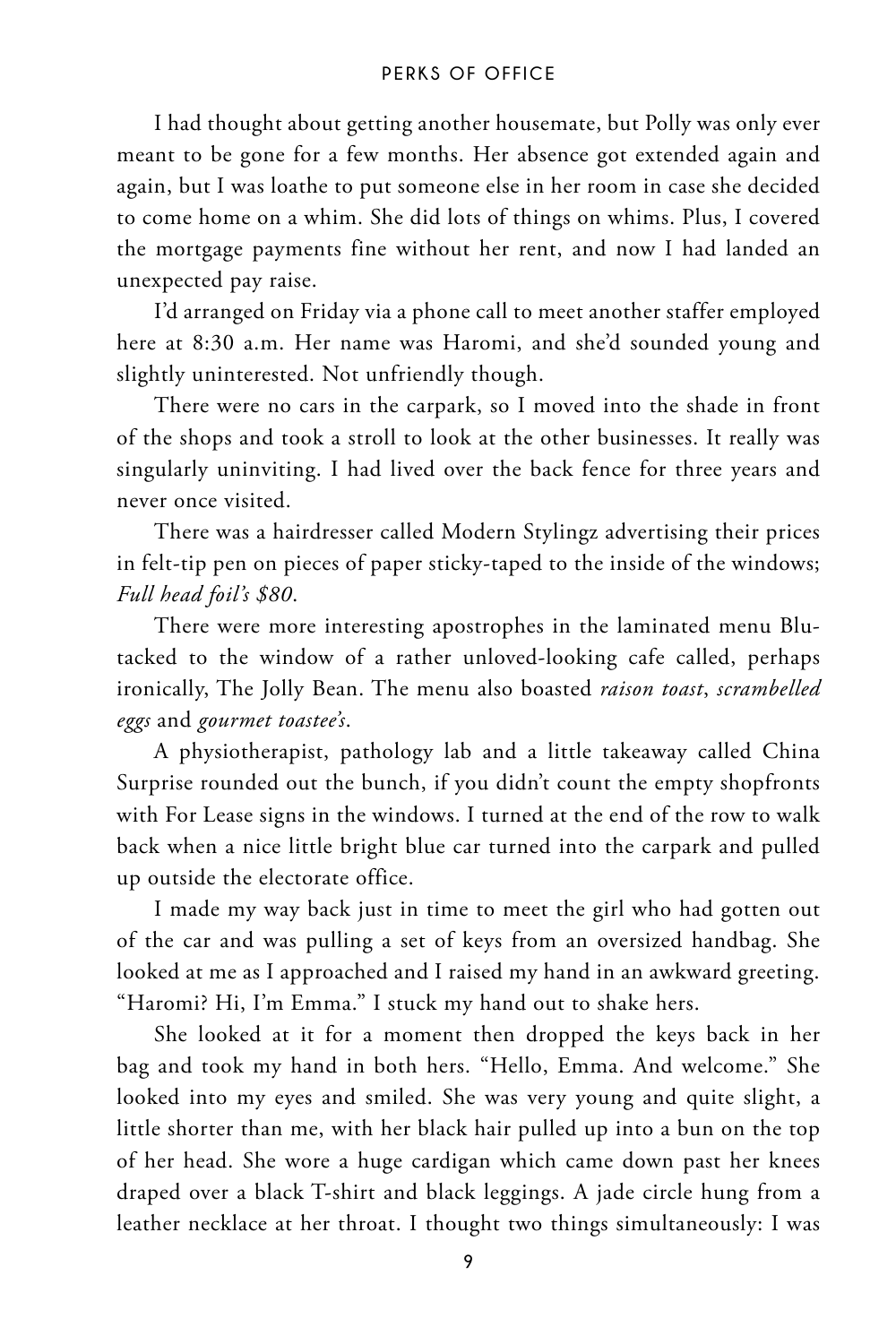I had thought about getting another housemate, but Polly was only ever meant to be gone for a few months. Her absence got extended again and again, but I was loathe to put someone else in her room in case she decided to come home on a whim. She did lots of things on whims. Plus, I covered the mortgage payments fine without her rent, and now I had landed an unexpected pay raise.

I'd arranged on Friday via a phone call to meet another staffer employed here at 8:30 a.m. Her name was Haromi, and she'd sounded young and slightly uninterested. Not unfriendly though.

There were no cars in the carpark, so I moved into the shade in front of the shops and took a stroll to look at the other businesses. It really was singularly uninviting. I had lived over the back fence for three years and never once visited.

There was a hairdresser called Modern Stylingz advertising their prices in felt-tip pen on pieces of paper sticky-taped to the inside of the windows; *Full head foil's $80*.

There were more interesting apostrophes in the laminated menu Blu-tacked to the window of a rather unloved-looking cafe called, perhaps ironically, The Jolly Bean. The menu also boasted *raison toast*, *scrambelled eggs* and *gourmet toastee's*.

A physiotherapist, pathology lab and a little takeaway called China Surprise rounded out the bunch, if you didn't count the empty shopfronts with For Lease signs in the windows. I turned at the end of the row to walk back when a nice little bright blue car turned into the carpark and pulled up outside the electorate office.

I made my way back just in time to meet the girl who had gotten out of the car and was pulling a set of keys from an oversized handbag. She looked at me as I approached and I raised my hand in an awkward greeting. "Haromi? Hi, I'm Emma." I stuck my hand out to shake hers.

She looked at it for a moment then dropped the keys back in her bag and took my hand in both hers. "Hello, Emma. And welcome." She looked into my eyes and smiled. She was very young and quite slight, a little shorter than me, with her black hair pulled up into a bun on the top of her head. She wore a huge cardigan which came down past her knees draped over a black T-shirt and black leggings. A jade circle hung from a leather necklace at her throat. I thought two things simultaneously: I was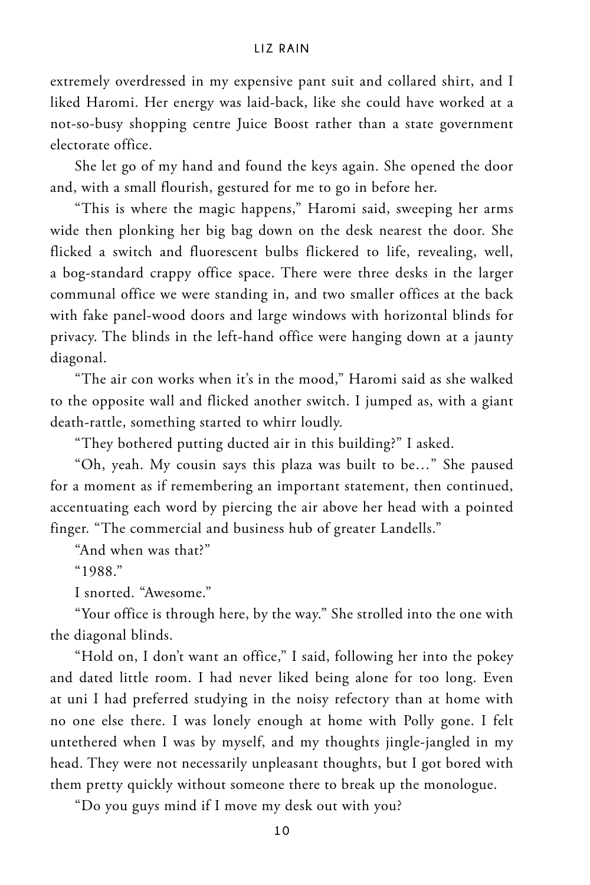extremely overdressed in my expensive pant suit and collared shirt, and I liked Haromi. Her energy was laid-back, like she could have worked at a not-so-busy shopping centre Juice Boost rather than a state government electorate office.

She let go of my hand and found the keys again. She opened the door and, with a small flourish, gestured for me to go in before her.

"This is where the magic happens," Haromi said, sweeping her arms wide then plonking her big bag down on the desk nearest the door. She flicked a switch and fluorescent bulbs flickered to life, revealing, well, a bog-standard crappy office space. There were three desks in the larger communal office we were standing in, and two smaller offices at the back with fake panel-wood doors and large windows with horizontal blinds for privacy. The blinds in the left-hand office were hanging down at a jaunty diagonal.

"The air con works when it's in the mood," Haromi said as she walked to the opposite wall and flicked another switch. I jumped as, with a giant death-rattle, something started to whirr loudly.

"They bothered putting ducted air in this building?" I asked.

"Oh, yeah. My cousin says this plaza was built to be…" She paused for a moment as if remembering an important statement, then continued, accentuating each word by piercing the air above her head with a pointed finger. "The commercial and business hub of greater Landells."

"And when was that?"

"1988."

I snorted. "Awesome."

"Your office is through here, by the way." She strolled into the one with the diagonal blinds.

"Hold on, I don't want an office," I said, following her into the pokey and dated little room. I had never liked being alone for too long. Even at uni I had preferred studying in the noisy refectory than at home with no one else there. I was lonely enough at home with Polly gone. I felt untethered when I was by myself, and my thoughts jingle-jangled in my head. They were not necessarily unpleasant thoughts, but I got bored with them pretty quickly without someone there to break up the monologue.

"Do you guys mind if I move my desk out with you?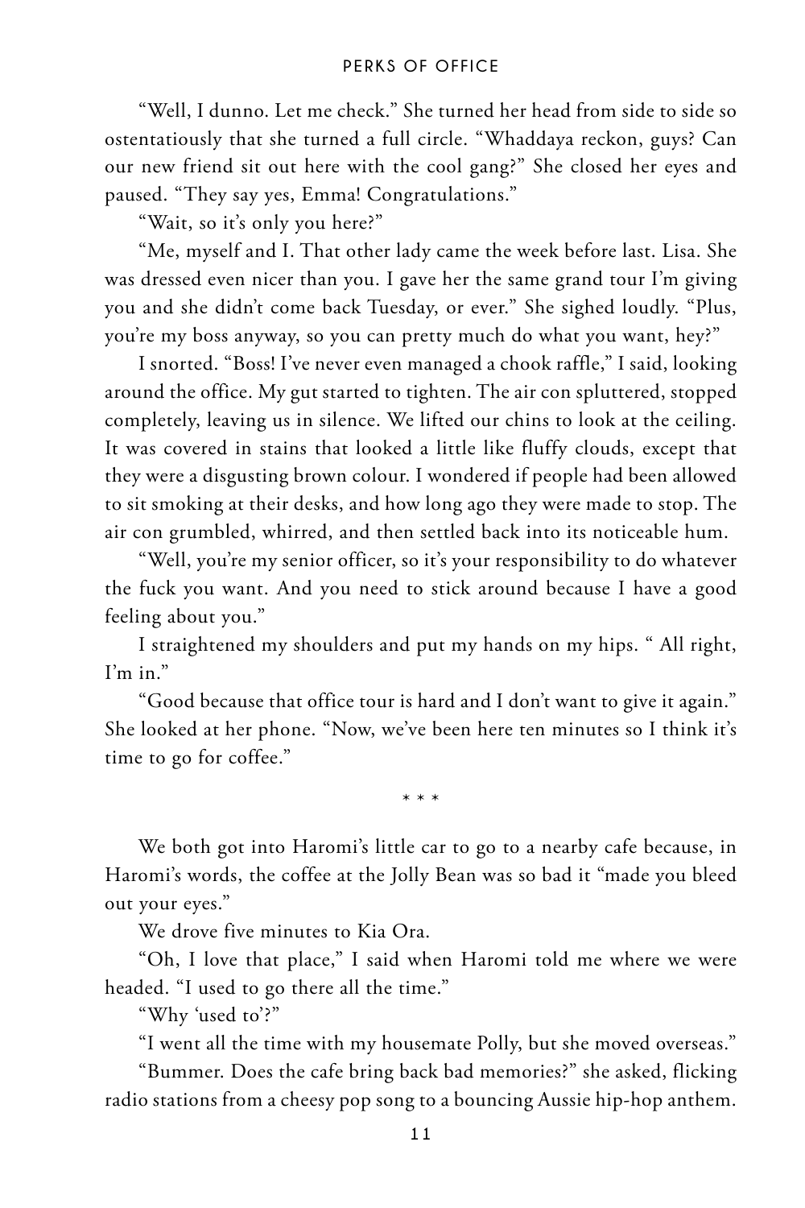"Well, I dunno. Let me check." She turned her head from side to side so ostentatiously that she turned a full circle. "Whaddaya reckon, guys? Can our new friend sit out here with the cool gang?" She closed her eyes and paused. "They say yes, Emma! Congratulations."

"Wait, so it's only you here?"

"Me, myself and I. That other lady came the week before last. Lisa. She was dressed even nicer than you. I gave her the same grand tour I'm giving you and she didn't come back Tuesday, or ever." She sighed loudly. "Plus, you're my boss anyway, so you can pretty much do what you want, hey?"

I snorted. "Boss! I've never even managed a chook raffle," I said, looking around the office. My gut started to tighten. The air con spluttered, stopped completely, leaving us in silence. We lifted our chins to look at the ceiling. It was covered in stains that looked a little like fluffy clouds, except that they were a disgusting brown colour. I wondered if people had been allowed to sit smoking at their desks, and how long ago they were made to stop. The air con grumbled, whirred, and then settled back into its noticeable hum.

"Well, you're my senior officer, so it's your responsibility to do whatever the fuck you want. And you need to stick around because I have a good feeling about you."

I straightened my shoulders and put my hands on my hips. " All right, I'm in."

"Good because that office tour is hard and I don't want to give it again." She looked at her phone. "Now, we've been here ten minutes so I think it's time to go for coffee."

\* \* \*

We both got into Haromi's little car to go to a nearby cafe because, in Haromi's words, the coffee at the Jolly Bean was so bad it "made you bleed out your eyes."

We drove five minutes to Kia Ora.

"Oh, I love that place," I said when Haromi told me where we were headed. "I used to go there all the time."

"Why 'used to'?"

"I went all the time with my housemate Polly, but she moved overseas."

"Bummer. Does the cafe bring back bad memories?" she asked, flicking radio stations from a cheesy pop song to a bouncing Aussie hip-hop anthem.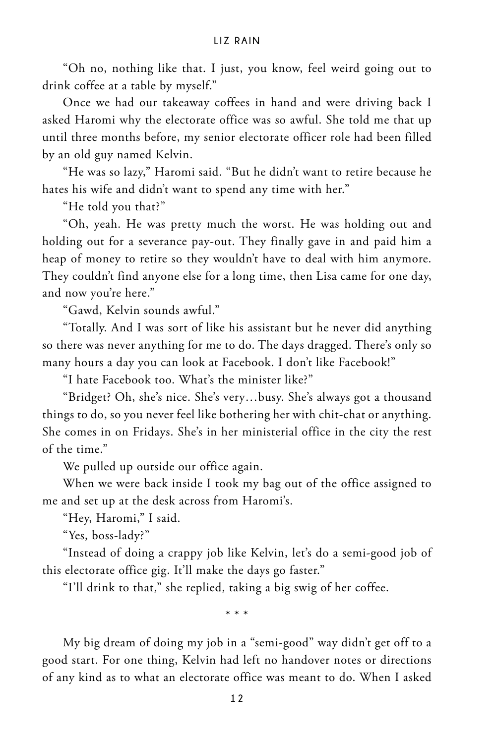"Oh no, nothing like that. I just, you know, feel weird going out to drink coffee at a table by myself."

Once we had our takeaway coffees in hand and were driving back I asked Haromi why the electorate office was so awful. She told me that up until three months before, my senior electorate officer role had been filled by an old guy named Kelvin.

"He was so lazy," Haromi said. "But he didn't want to retire because he hates his wife and didn't want to spend any time with her."

"He told you that?"

"Oh, yeah. He was pretty much the worst. He was holding out and holding out for a severance pay-out. They finally gave in and paid him a heap of money to retire so they wouldn't have to deal with him anymore. They couldn't find anyone else for a long time, then Lisa came for one day, and now you're here."

"Gawd, Kelvin sounds awful."

"Totally. And I was sort of like his assistant but he never did anything so there was never anything for me to do. The days dragged. There's only so many hours a day you can look at Facebook. I don't like Facebook!"

"I hate Facebook too. What's the minister like?"

"Bridget? Oh, she's nice. She's very…busy. She's always got a thousand things to do, so you never feel like bothering her with chit-chat or anything. She comes in on Fridays. She's in her ministerial office in the city the rest of the time."

We pulled up outside our office again.

When we were back inside I took my bag out of the office assigned to me and set up at the desk across from Haromi's.

"Hey, Haromi," I said.

"Yes, boss-lady?"

"Instead of doing a crappy job like Kelvin, let's do a semi-good job of this electorate office gig. It'll make the days go faster."

"I'll drink to that," she replied, taking a big swig of her coffee.

\* \* \*

My big dream of doing my job in a "semi-good" way didn't get off to a good start. For one thing, Kelvin had left no handover notes or directions of any kind as to what an electorate office was meant to do. When I asked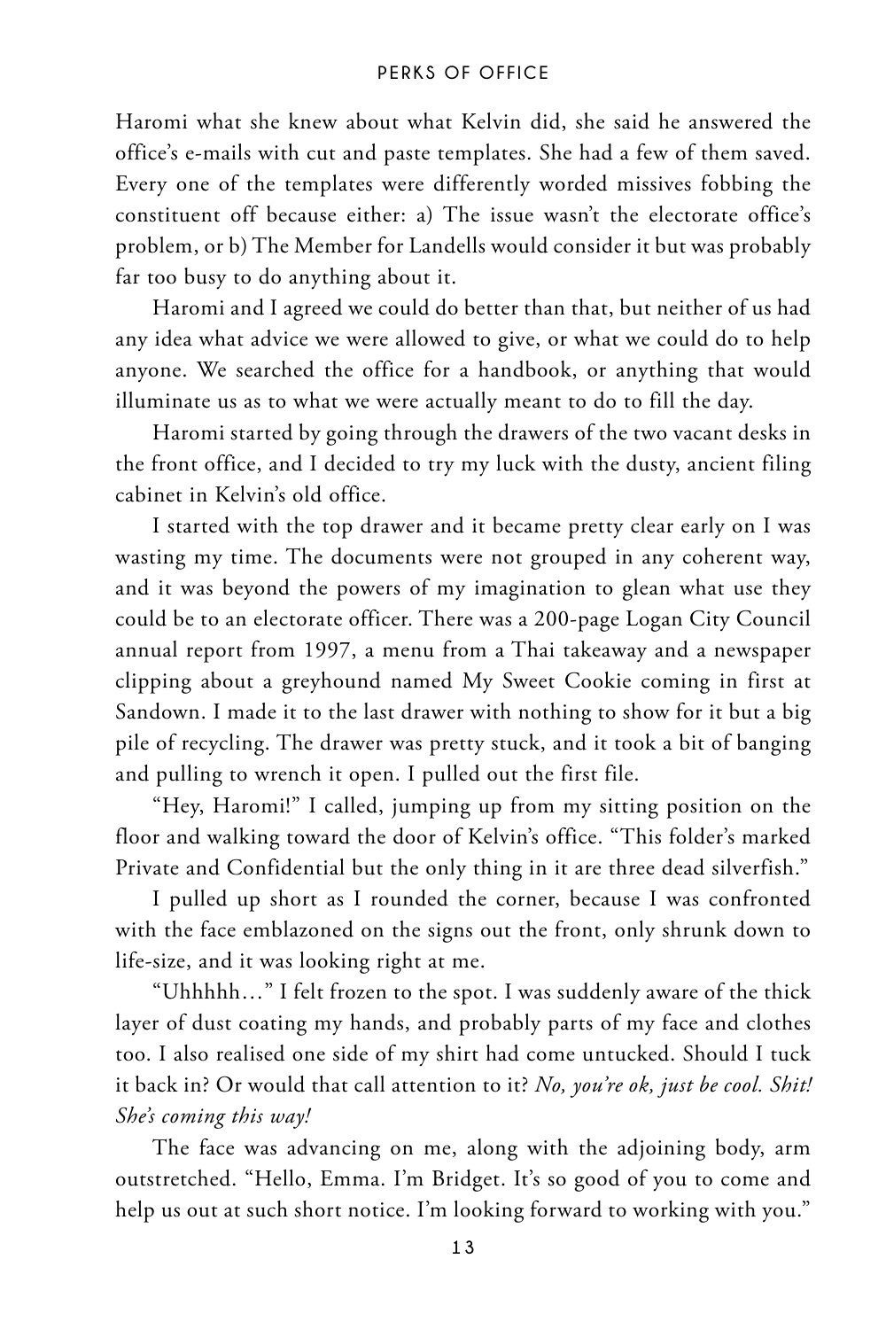Haromi what she knew about what Kelvin did, she said he answered the office's e-mails with cut and paste templates. She had a few of them saved. Every one of the templates were differently worded missives fobbing the constituent off because either: a) The issue wasn't the electorate office's problem, or b) The Member for Landells would consider it but was probably far too busy to do anything about it.

Haromi and I agreed we could do better than that, but neither of us had any idea what advice we were allowed to give, or what we could do to help anyone. We searched the office for a handbook, or anything that would illuminate us as to what we were actually meant to do to fill the day.

Haromi started by going through the drawers of the two vacant desks in the front office, and I decided to try my luck with the dusty, ancient filing cabinet in Kelvin's old office.

I started with the top drawer and it became pretty clear early on I was wasting my time. The documents were not grouped in any coherent way, and it was beyond the powers of my imagination to glean what use they could be to an electorate officer. There was a 200-page Logan City Council annual report from 1997, a menu from a Thai takeaway and a newspaper clipping about a greyhound named My Sweet Cookie coming in first at Sandown. I made it to the last drawer with nothing to show for it but a big pile of recycling. The drawer was pretty stuck, and it took a bit of banging and pulling to wrench it open. I pulled out the first file.

"Hey, Haromi!" I called, jumping up from my sitting position on the floor and walking toward the door of Kelvin's office. "This folder's marked Private and Confidential but the only thing in it are three dead silverfish."

I pulled up short as I rounded the corner, because I was confronted with the face emblazoned on the signs out the front, only shrunk down to life-size, and it was looking right at me.

"Uhhhhh…" I felt frozen to the spot. I was suddenly aware of the thick layer of dust coating my hands, and probably parts of my face and clothes too. I also realised one side of my shirt had come untucked. Should I tuck it back in? Or would that call attention to it? *No, you're ok, just be cool. Shit! She's coming this way!*

The face was advancing on me, along with the adjoining body, arm outstretched. "Hello, Emma. I'm Bridget. It's so good of you to come and help us out at such short notice. I'm looking forward to working with you."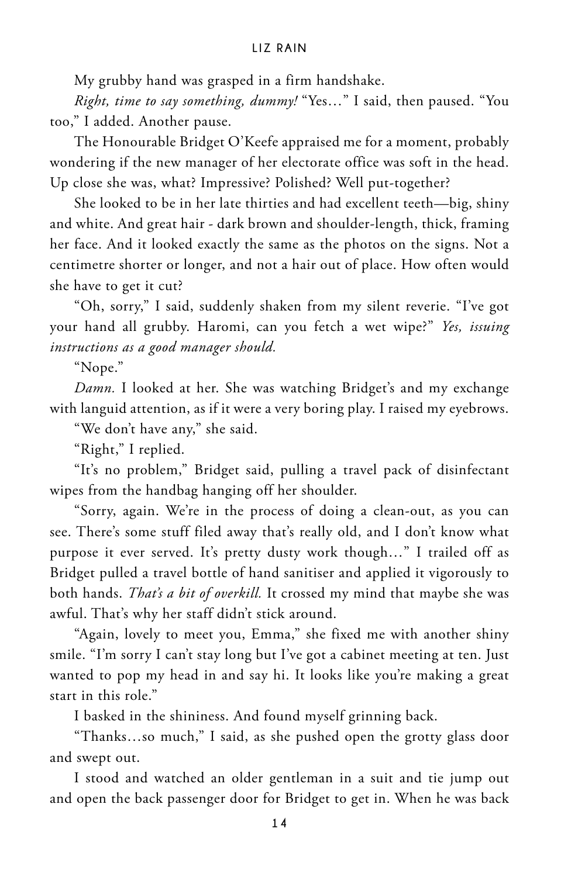My grubby hand was grasped in a firm handshake.

*Right, time to say something, dummy!* "Yes…" I said, then paused. "You too," I added. Another pause.

The Honourable Bridget O'Keefe appraised me for a moment, probably wondering if the new manager of her electorate office was soft in the head. Up close she was, what? Impressive? Polished? Well put-together?

She looked to be in her late thirties and had excellent teeth—big, shiny and white. And great hair - dark brown and shoulder-length, thick, framing her face. And it looked exactly the same as the photos on the signs. Not a centimetre shorter or longer, and not a hair out of place. How often would she have to get it cut?

"Oh, sorry," I said, suddenly shaken from my silent reverie. "I've got your hand all grubby. Haromi, can you fetch a wet wipe?" *Yes, issuing instructions as a good manager should.*

"Nope."

*Damn.* I looked at her. She was watching Bridget's and my exchange with languid attention, as if it were a very boring play. I raised my eyebrows.

"We don't have any," she said.

"Right," I replied.

"It's no problem," Bridget said, pulling a travel pack of disinfectant wipes from the handbag hanging off her shoulder.

"Sorry, again. We're in the process of doing a clean-out, as you can see. There's some stuff filed away that's really old, and I don't know what purpose it ever served. It's pretty dusty work though…" I trailed off as Bridget pulled a travel bottle of hand sanitiser and applied it vigorously to both hands. *That's a bit of overkill.* It crossed my mind that maybe she was awful. That's why her staff didn't stick around.

"Again, lovely to meet you, Emma," she fixed me with another shiny smile. "I'm sorry I can't stay long but I've got a cabinet meeting at ten. Just wanted to pop my head in and say hi. It looks like you're making a great start in this role."

I basked in the shininess. And found myself grinning back.

"Thanks…so much," I said, as she pushed open the grotty glass door and swept out.

I stood and watched an older gentleman in a suit and tie jump out and open the back passenger door for Bridget to get in. When he was back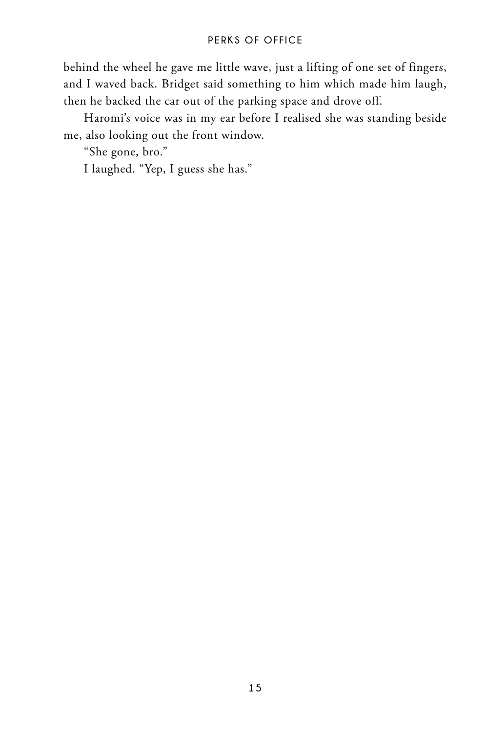behind the wheel he gave me little wave, just a lifting of one set of fingers, and I waved back. Bridget said something to him which made him laugh, then he backed the car out of the parking space and drove off.

Haromi's voice was in my ear before I realised she was standing beside me, also looking out the front window.

"She gone, bro."

I laughed. "Yep, I guess she has."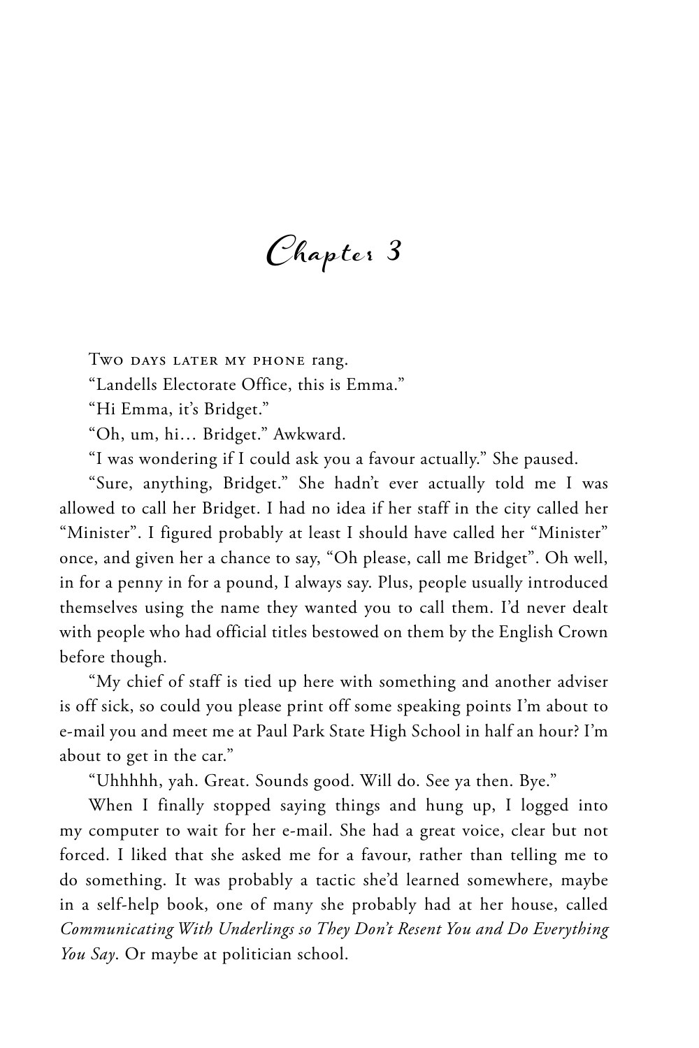# Chapter 3

Two days later my phone rang.

"Landells Electorate Office, this is Emma."

"Hi Emma, it's Bridget."

"Oh, um, hi… Bridget." Awkward.

"I was wondering if I could ask you a favour actually." She paused.

"Sure, anything, Bridget." She hadn't ever actually told me I was allowed to call her Bridget. I had no idea if her staff in the city called her "Minister". I figured probably at least I should have called her "Minister" once, and given her a chance to say, "Oh please, call me Bridget". Oh well, in for a penny in for a pound, I always say. Plus, people usually introduced themselves using the name they wanted you to call them. I'd never dealt with people who had official titles bestowed on them by the English Crown before though.

"My chief of staff is tied up here with something and another adviser is off sick, so could you please print off some speaking points I'm about to e-mail you and meet me at Paul Park State High School in half an hour? I'm about to get in the car."

"Uhhhhh, yah. Great. Sounds good. Will do. See ya then. Bye."

When I finally stopped saying things and hung up, I logged into my computer to wait for her e-mail. She had a great voice, clear but not forced. I liked that she asked me for a favour, rather than telling me to do something. It was probably a tactic she'd learned somewhere, maybe in a self-help book, one of many she probably had at her house, called *Communicating With Underlings so They Don't Resent You and Do Everything You Say*. Or maybe at politician school.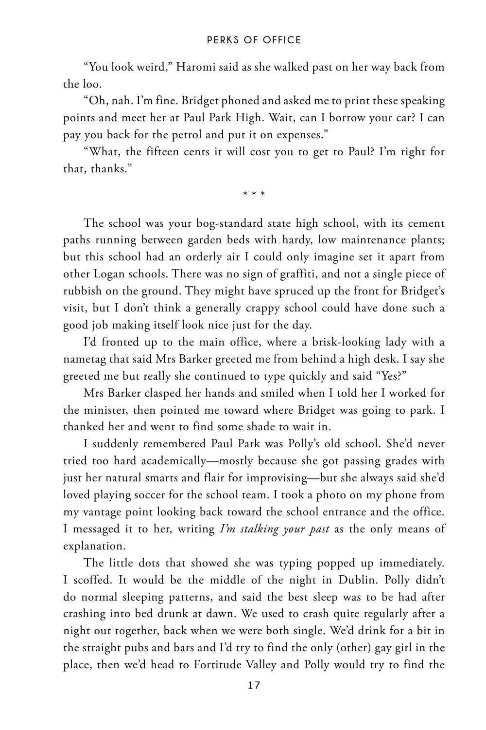"You look weird," Haromi said as she walked past on her way back from the loo.

"Oh, nah. I'm fine. Bridget phoned and asked me to print these speaking points and meet her at Paul Park High. Wait, can I borrow your car? I can pay you back for the petrol and put it on expenses."

"What, the fifteen cents it will cost you to get to Paul? I'm right for that, thanks."

\* \* \*

The school was your bog-standard state high school, with its cement paths running between garden beds with hardy, low maintenance plants; but this school had an orderly air I could only imagine set it apart from other Logan schools. There was no sign of graffiti, and not a single piece of rubbish on the ground. They might have spruced up the front for Bridget's visit, but I don't think a generally crappy school could have done such a good job making itself look nice just for the day.

I'd fronted up to the main office, where a brisk-looking lady with a nametag that said Mrs Barker greeted me from behind a high desk. I say she greeted me but really she continued to type quickly and said "Yes?"

Mrs Barker clasped her hands and smiled when I told her I worked for the minister, then pointed me toward where Bridget was going to park. I thanked her and went to find some shade to wait in.

I suddenly remembered Paul Park was Polly's old school. She'd never tried too hard academically—mostly because she got passing grades with just her natural smarts and flair for improvising—but she always said she'd loved playing soccer for the school team. I took a photo on my phone from my vantage point looking back toward the school entrance and the office. I messaged it to her, writing *I'm stalking your past* as the only means of explanation.

The little dots that showed she was typing popped up immediately. I scoffed. It would be the middle of the night in Dublin. Polly didn't do normal sleeping patterns, and said the best sleep was to be had after crashing into bed drunk at dawn. We used to crash quite regularly after a night out together, back when we were both single. We'd drink for a bit in the straight pubs and bars and I'd try to find the only (other) gay girl in the place, then we'd head to Fortitude Valley and Polly would try to find the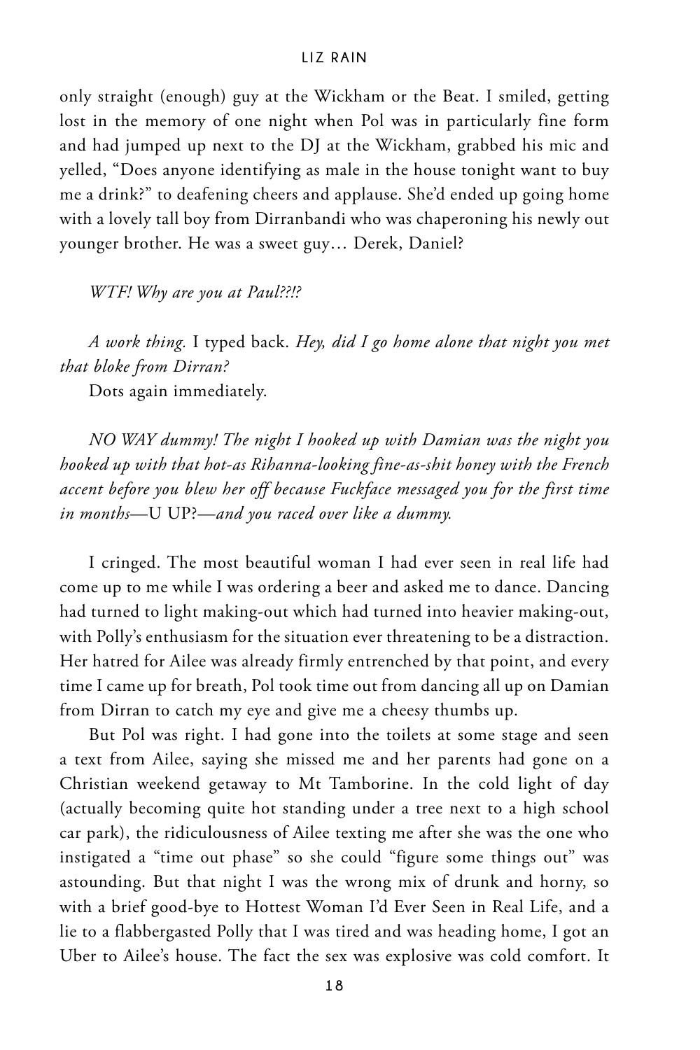only straight (enough) guy at the Wickham or the Beat. I smiled, getting lost in the memory of one night when Pol was in particularly fine form and had jumped up next to the DJ at the Wickham, grabbed his mic and yelled, "Does anyone identifying as male in the house tonight want to buy me a drink?" to deafening cheers and applause. She'd ended up going home with a lovely tall boy from Dirranbandi who was chaperoning his newly out younger brother. He was a sweet guy… Derek, Daniel?

*WTF! Why are you at Paul??!?*

*A work thing.* I typed back. *Hey, did I go home alone that night you met that bloke from Dirran?*

Dots again immediately.

*NO WAY dummy! The night I hooked up with Damian was the night you hooked up with that hot-as Rihanna-looking fine-as-shit honey with the French accent before you blew her off because Fuckface messaged you for the first time in months—*U UP?*—and you raced over like a dummy.*

I cringed. The most beautiful woman I had ever seen in real life had come up to me while I was ordering a beer and asked me to dance. Dancing had turned to light making-out which had turned into heavier making-out, with Polly's enthusiasm for the situation ever threatening to be a distraction. Her hatred for Ailee was already firmly entrenched by that point, and every time I came up for breath, Pol took time out from dancing all up on Damian from Dirran to catch my eye and give me a cheesy thumbs up.

But Pol was right. I had gone into the toilets at some stage and seen a text from Ailee, saying she missed me and her parents had gone on a Christian weekend getaway to Mt Tamborine. In the cold light of day (actually becoming quite hot standing under a tree next to a high school car park), the ridiculousness of Ailee texting me after she was the one who instigated a "time out phase" so she could "figure some things out" was astounding. But that night I was the wrong mix of drunk and horny, so with a brief good-bye to Hottest Woman I'd Ever Seen in Real Life, and a lie to a flabbergasted Polly that I was tired and was heading home, I got an Uber to Ailee's house. The fact the sex was explosive was cold comfort. It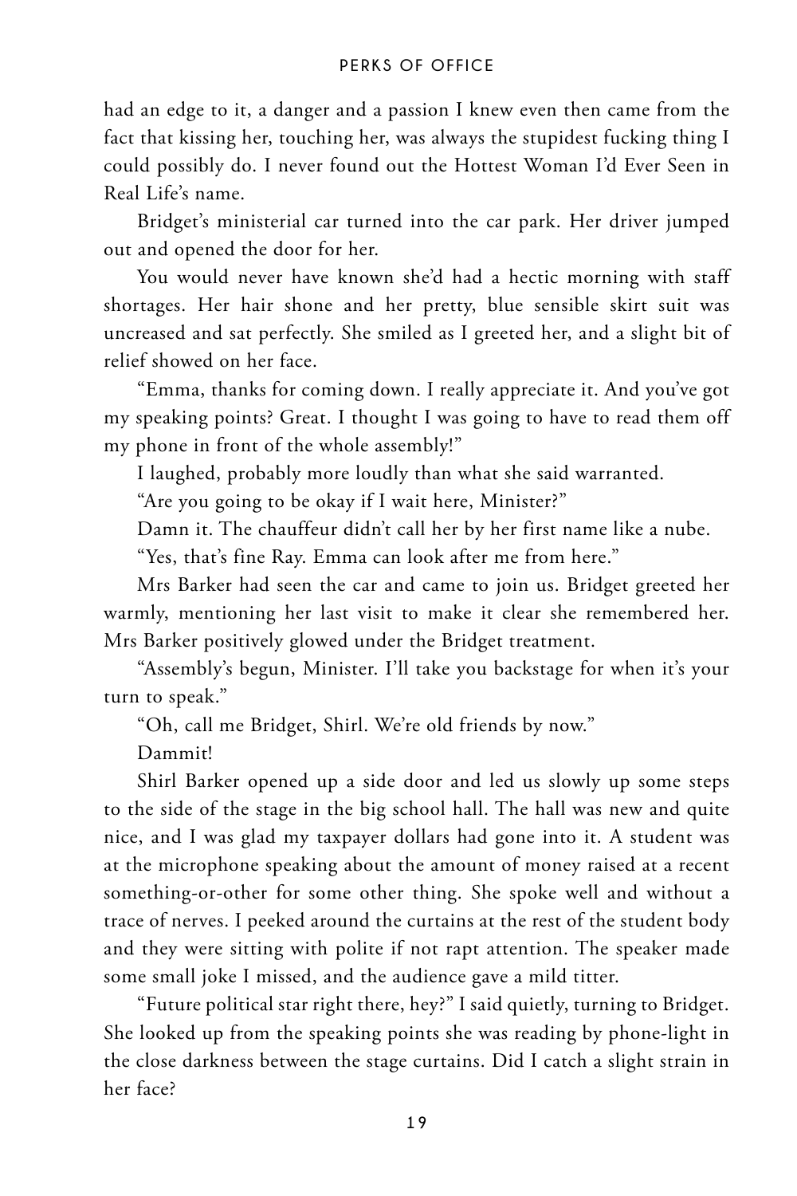had an edge to it, a danger and a passion I knew even then came from the fact that kissing her, touching her, was always the stupidest fucking thing I could possibly do. I never found out the Hottest Woman I'd Ever Seen in Real Life's name.

Bridget's ministerial car turned into the car park. Her driver jumped out and opened the door for her.

You would never have known she'd had a hectic morning with staff shortages. Her hair shone and her pretty, blue sensible skirt suit was uncreased and sat perfectly. She smiled as I greeted her, and a slight bit of relief showed on her face.

"Emma, thanks for coming down. I really appreciate it. And you've got my speaking points? Great. I thought I was going to have to read them off my phone in front of the whole assembly!"

I laughed, probably more loudly than what she said warranted.

"Are you going to be okay if I wait here, Minister?"

Damn it. The chauffeur didn't call her by her first name like a nube.

"Yes, that's fine Ray. Emma can look after me from here."

Mrs Barker had seen the car and came to join us. Bridget greeted her warmly, mentioning her last visit to make it clear she remembered her. Mrs Barker positively glowed under the Bridget treatment.

"Assembly's begun, Minister. I'll take you backstage for when it's your turn to speak."

"Oh, call me Bridget, Shirl. We're old friends by now."

Dammit!

Shirl Barker opened up a side door and led us slowly up some steps to the side of the stage in the big school hall. The hall was new and quite nice, and I was glad my taxpayer dollars had gone into it. A student was at the microphone speaking about the amount of money raised at a recent something-or-other for some other thing. She spoke well and without a trace of nerves. I peeked around the curtains at the rest of the student body and they were sitting with polite if not rapt attention. The speaker made some small joke I missed, and the audience gave a mild titter.

"Future political star right there, hey?" I said quietly, turning to Bridget. She looked up from the speaking points she was reading by phone-light in the close darkness between the stage curtains. Did I catch a slight strain in her face?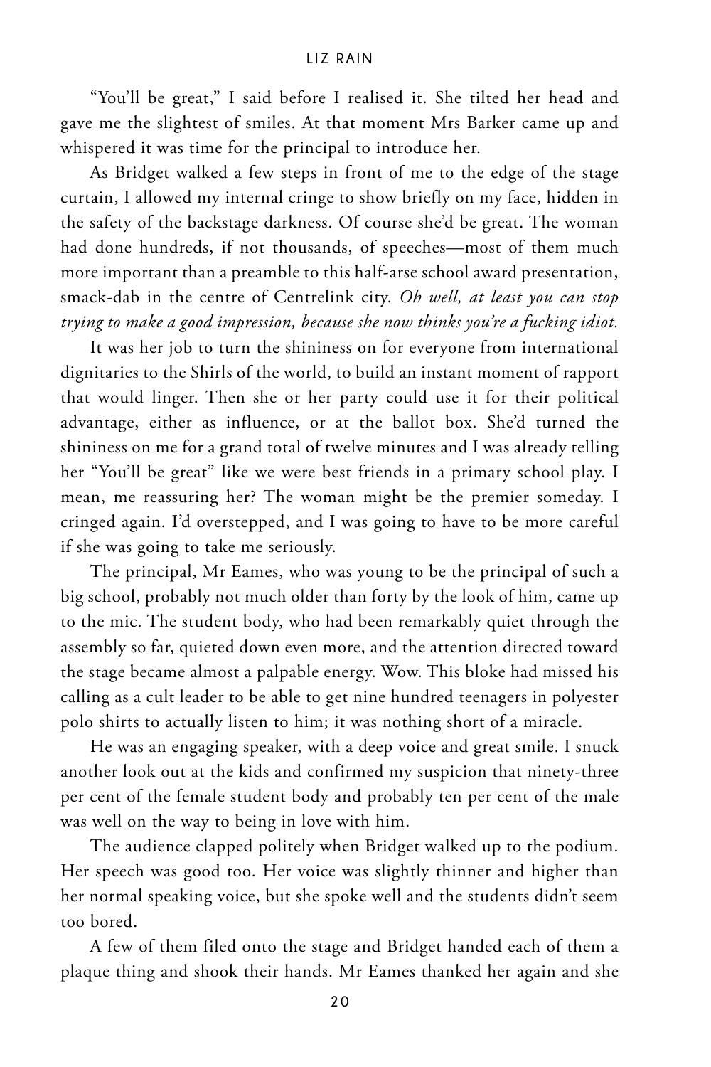"You'll be great," I said before I realised it. She tilted her head and gave me the slightest of smiles. At that moment Mrs Barker came up and whispered it was time for the principal to introduce her.

As Bridget walked a few steps in front of me to the edge of the stage curtain, I allowed my internal cringe to show briefly on my face, hidden in the safety of the backstage darkness. Of course she'd be great. The woman had done hundreds, if not thousands, of speeches—most of them much more important than a preamble to this half-arse school award presentation, smack-dab in the centre of Centrelink city. *Oh well, at least you can stop trying to make a good impression, because she now thinks you're a fucking idiot.*

It was her job to turn the shininess on for everyone from international dignitaries to the Shirls of the world, to build an instant moment of rapport that would linger. Then she or her party could use it for their political advantage, either as influence, or at the ballot box. She'd turned the shininess on me for a grand total of twelve minutes and I was already telling her "You'll be great" like we were best friends in a primary school play. I mean, me reassuring her? The woman might be the premier someday. I cringed again. I'd overstepped, and I was going to have to be more careful if she was going to take me seriously.

The principal, Mr Eames, who was young to be the principal of such a big school, probably not much older than forty by the look of him, came up to the mic. The student body, who had been remarkably quiet through the assembly so far, quieted down even more, and the attention directed toward the stage became almost a palpable energy. Wow. This bloke had missed his calling as a cult leader to be able to get nine hundred teenagers in polyester polo shirts to actually listen to him; it was nothing short of a miracle.

He was an engaging speaker, with a deep voice and great smile. I snuck another look out at the kids and confirmed my suspicion that ninety-three per cent of the female student body and probably ten per cent of the male was well on the way to being in love with him.

The audience clapped politely when Bridget walked up to the podium. Her speech was good too. Her voice was slightly thinner and higher than her normal speaking voice, but she spoke well and the students didn't seem too bored.

A few of them filed onto the stage and Bridget handed each of them a plaque thing and shook their hands. Mr Eames thanked her again and she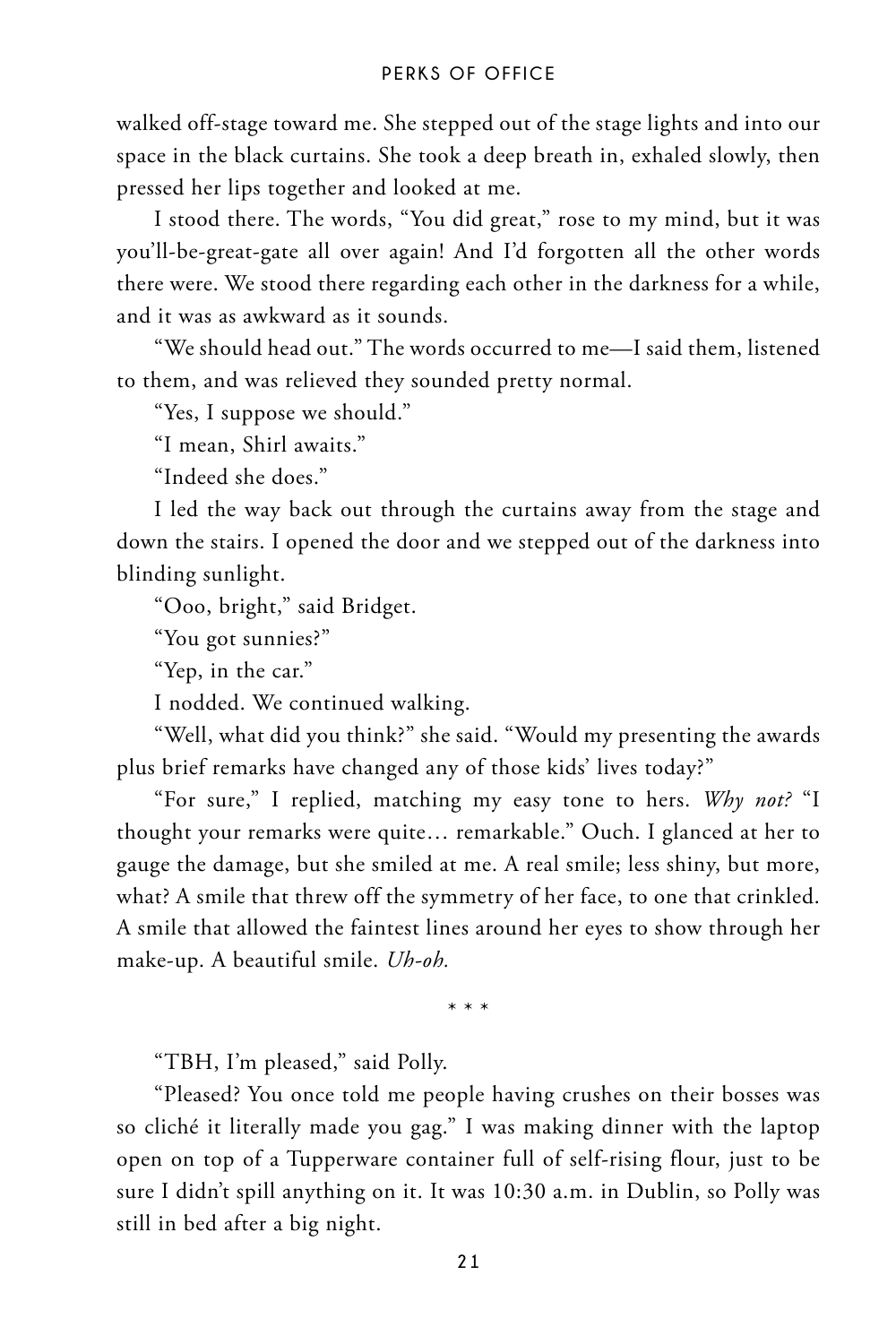walked off-stage toward me. She stepped out of the stage lights and into our space in the black curtains. She took a deep breath in, exhaled slowly, then pressed her lips together and looked at me.

I stood there. The words, "You did great," rose to my mind, but it was you'll-be-great-gate all over again! And I'd forgotten all the other words there were. We stood there regarding each other in the darkness for a while, and it was as awkward as it sounds.

"We should head out." The words occurred to me—I said them, listened to them, and was relieved they sounded pretty normal.

"Yes, I suppose we should."

"I mean, Shirl awaits."

"Indeed she does."

I led the way back out through the curtains away from the stage and down the stairs. I opened the door and we stepped out of the darkness into blinding sunlight.

"Ooo, bright," said Bridget.

"You got sunnies?"

"Yep, in the car."

I nodded. We continued walking.

"Well, what did you think?" she said. "Would my presenting the awards plus brief remarks have changed any of those kids' lives today?"

"For sure," I replied, matching my easy tone to hers. *Why not?* "I thought your remarks were quite… remarkable." Ouch. I glanced at her to gauge the damage, but she smiled at me. A real smile; less shiny, but more, what? A smile that threw off the symmetry of her face, to one that crinkled. A smile that allowed the faintest lines around her eyes to show through her make-up. A beautiful smile. *Uh-oh.*

\* \* \*

"TBH, I'm pleased," said Polly.

"Pleased? You once told me people having crushes on their bosses was so cliché it literally made you gag." I was making dinner with the laptop open on top of a Tupperware container full of self-rising flour, just to be sure I didn't spill anything on it. It was 10:30 a.m. in Dublin, so Polly was still in bed after a big night.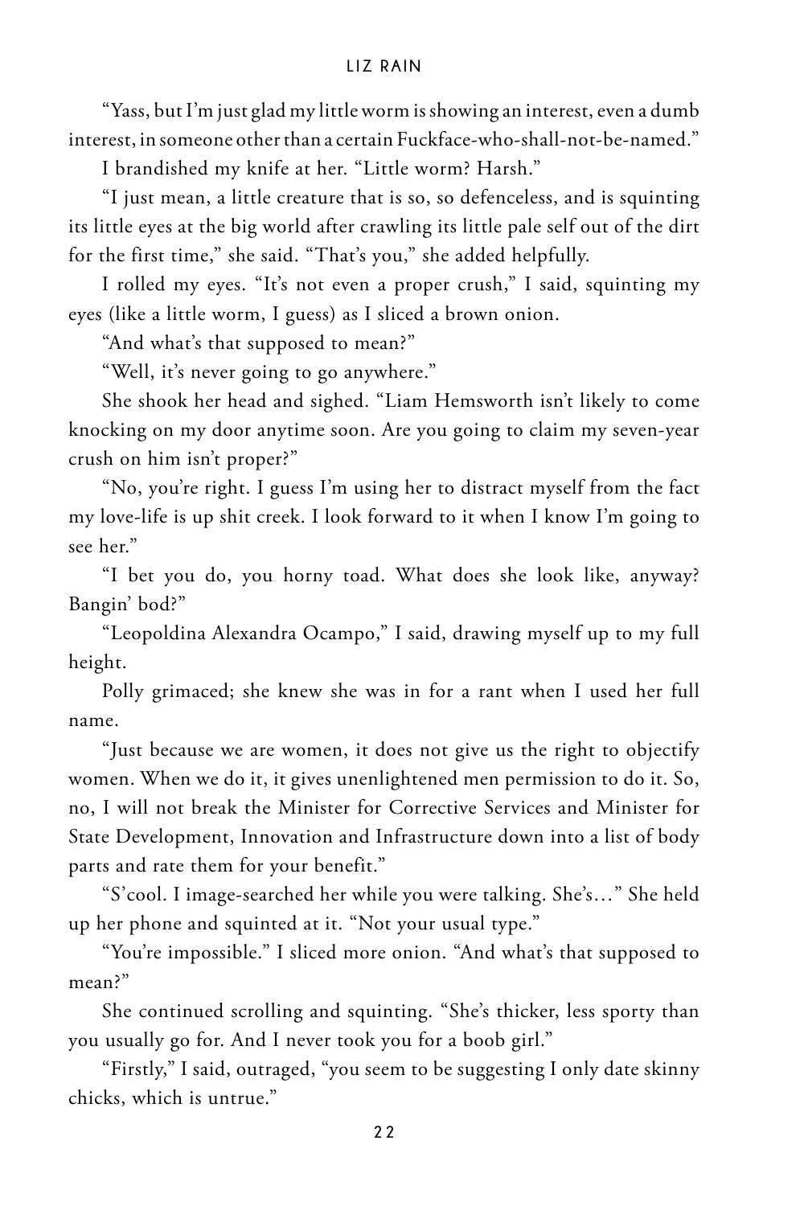"Yass, but I'm just glad my little worm is showing an interest, even a dumb interest, in someone other than a certain Fuckface-who-shall-not-be-named."

I brandished my knife at her. "Little worm? Harsh."

"I just mean, a little creature that is so, so defenceless, and is squinting its little eyes at the big world after crawling its little pale self out of the dirt for the first time," she said. "That's you," she added helpfully.

I rolled my eyes. "It's not even a proper crush," I said, squinting my eyes (like a little worm, I guess) as I sliced a brown onion.

"And what's that supposed to mean?"

"Well, it's never going to go anywhere."

She shook her head and sighed. "Liam Hemsworth isn't likely to come knocking on my door anytime soon. Are you going to claim my seven-year crush on him isn't proper?"

"No, you're right. I guess I'm using her to distract myself from the fact my love-life is up shit creek. I look forward to it when I know I'm going to see her."

"I bet you do, you horny toad. What does she look like, anyway? Bangin' bod?"

"Leopoldina Alexandra Ocampo," I said, drawing myself up to my full height.

Polly grimaced; she knew she was in for a rant when I used her full name.

"Just because we are women, it does not give us the right to objectify women. When we do it, it gives unenlightened men permission to do it. So, no, I will not break the Minister for Corrective Services and Minister for State Development, Innovation and Infrastructure down into a list of body parts and rate them for your benefit."

"S'cool. I image-searched her while you were talking. She's…" She held up her phone and squinted at it. "Not your usual type."

"You're impossible." I sliced more onion. "And what's that supposed to mean?"

She continued scrolling and squinting. "She's thicker, less sporty than you usually go for. And I never took you for a boob girl."

"Firstly," I said, outraged, "you seem to be suggesting I only date skinny chicks, which is untrue."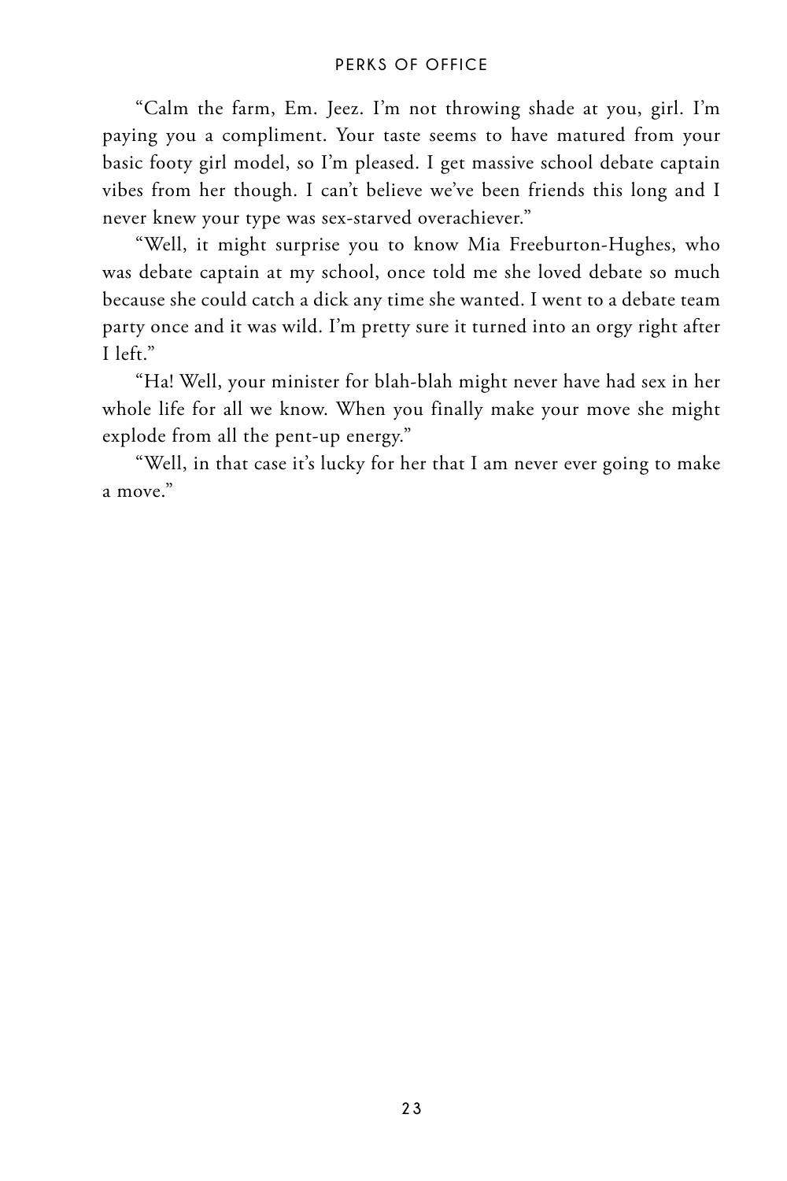"Calm the farm, Em. Jeez. I'm not throwing shade at you, girl. I'm paying you a compliment. Your taste seems to have matured from your basic footy girl model, so I'm pleased. I get massive school debate captain vibes from her though. I can't believe we've been friends this long and I never knew your type was sex-starved overachiever."

"Well, it might surprise you to know Mia Freeburton-Hughes, who was debate captain at my school, once told me she loved debate so much because she could catch a dick any time she wanted. I went to a debate team party once and it was wild. I'm pretty sure it turned into an orgy right after I left."

"Ha! Well, your minister for blah-blah might never have had sex in her whole life for all we know. When you finally make your move she might explode from all the pent-up energy."

"Well, in that case it's lucky for her that I am never ever going to make a move."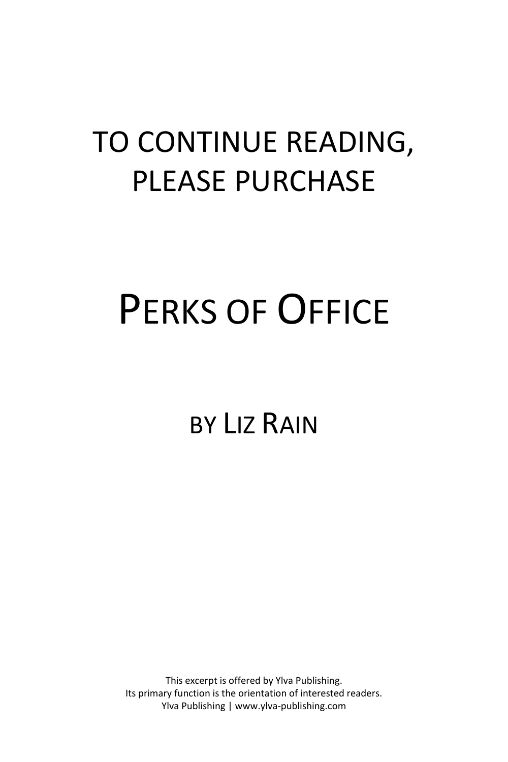# TO CONTINUE READING, PLEASE PURCHASE

# PERKS OF OFFICE

## BY LIZ RAIN

This excerpt is offered by Ylva Publishing.
Its primary function is the orientation of interested readers.
Ylva Publishing | www.ylva-publishing.com